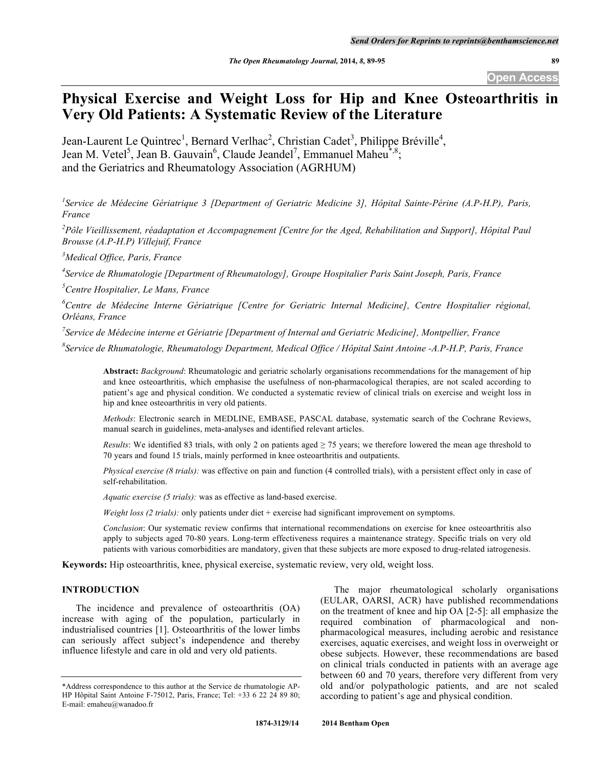# Physical Exercise and Weight Loss for Hip and Knee Osteoarthritis in Very Old Patients: A Systematic Review of the Literature

Jean-Laurent Le Quintrec[1], Bernard Verlhac[2], Christian Cadet[3], Philippe Bréville[4], Jean M. Vetel[5], Jean B. Gauvain[6], Claude Jeandel[7], Emmanuel Maheu[*,8]; and the Geriatrics and Rheumatology Association (AGRHUM)

[1]Service de Médecine Gériatrique 3 [Department of Geriatric Medicine 3], Hôpital Sainte-Périne (A.P-H.P), Paris, France

[2]Pôle Vieillissement, réadaptation et Accompagnement [Centre for the Aged, Rehabilitation and Support], Hôpital Paul Brousse (A.P-H.P) Villejuif, France

[3]Medical Office, Paris, France

[4]Service de Rhumatologie [Department of Rheumatology], Groupe Hospitalier Paris Saint Joseph, Paris, France

[5]Centre Hospitalier, Le Mans, France

[6]Centre de Médecine Interne Gériatrique [Centre for Geriatric Internal Medicine], Centre Hospitalier régional, Orléans, France

[7]Service de Médecine interne et Gériatrie [Department of Internal and Geriatric Medicine], Montpellier, France

[8]Service de Rhumatologie, Rheumatology Department, Medical Office / Hôpital Saint Antoine -A.P-H.P, Paris, France

**Abstract:** *Background*: Rheumatologic and geriatric scholarly organisations recommendations for the management of hip and knee osteoarthritis, which emphasise the usefulness of non-pharmacological therapies, are not scaled according to patient's age and physical condition. We conducted a systematic review of clinical trials on exercise and weight loss in hip and knee osteoarthritis in very old patients.

*Methods*: Electronic search in MEDLINE, EMBASE, PASCAL database, systematic search of the Cochrane Reviews, manual search in guidelines, meta-analyses and identified relevant articles.

*Results*: We identified 83 trials, with only 2 on patients aged ≥ 75 years; we therefore lowered the mean age threshold to 70 years and found 15 trials, mainly performed in knee osteoarthritis and outpatients.

*Physical exercise (8 trials):* was effective on pain and function (4 controlled trials), with a persistent effect only in case of self-rehabilitation.

*Aquatic exercise (5 trials):* was as effective as land-based exercise.

*Weight loss (2 trials):* only patients under diet + exercise had significant improvement on symptoms.

*Conclusion*: Our systematic review confirms that international recommendations on exercise for knee osteoarthritis also apply to subjects aged 70-80 years. Long-term effectiveness requires a maintenance strategy. Specific trials on very old patients with various comorbidities are mandatory, given that these subjects are more exposed to drug-related iatrogenesis.

**Keywords:** Hip osteoarthritis, knee, physical exercise, systematic review, very old, weight loss.

## INTRODUCTION

The incidence and prevalence of osteoarthritis (OA) increase with aging of the population, particularly in industrialised countries [1]. Osteoarthritis of the lower limbs can seriously affect subject's independence and thereby influence lifestyle and care in old and very old patients.

The major rheumatological scholarly organisations (EULAR, OARSI, ACR) have published recommendations on the treatment of knee and hip OA [2-5]: all emphasize the required combination of pharmacological and non-pharmacological measures, including aerobic and resistance exercises, aquatic exercises, and weight loss in overweight or obese subjects. However, these recommendations are based on clinical trials conducted in patients with an average age between 60 and 70 years, therefore very different from very old and/or polypathologic patients, and are not scaled according to patient's age and physical condition.

*Address correspondence to this author at the Service de rhumatologie AP-HP Hôpital Saint Antoine F-75012, Paris, France; Tel: +33 6 22 24 89 80; E-mail: emaheu@wanadoo.fr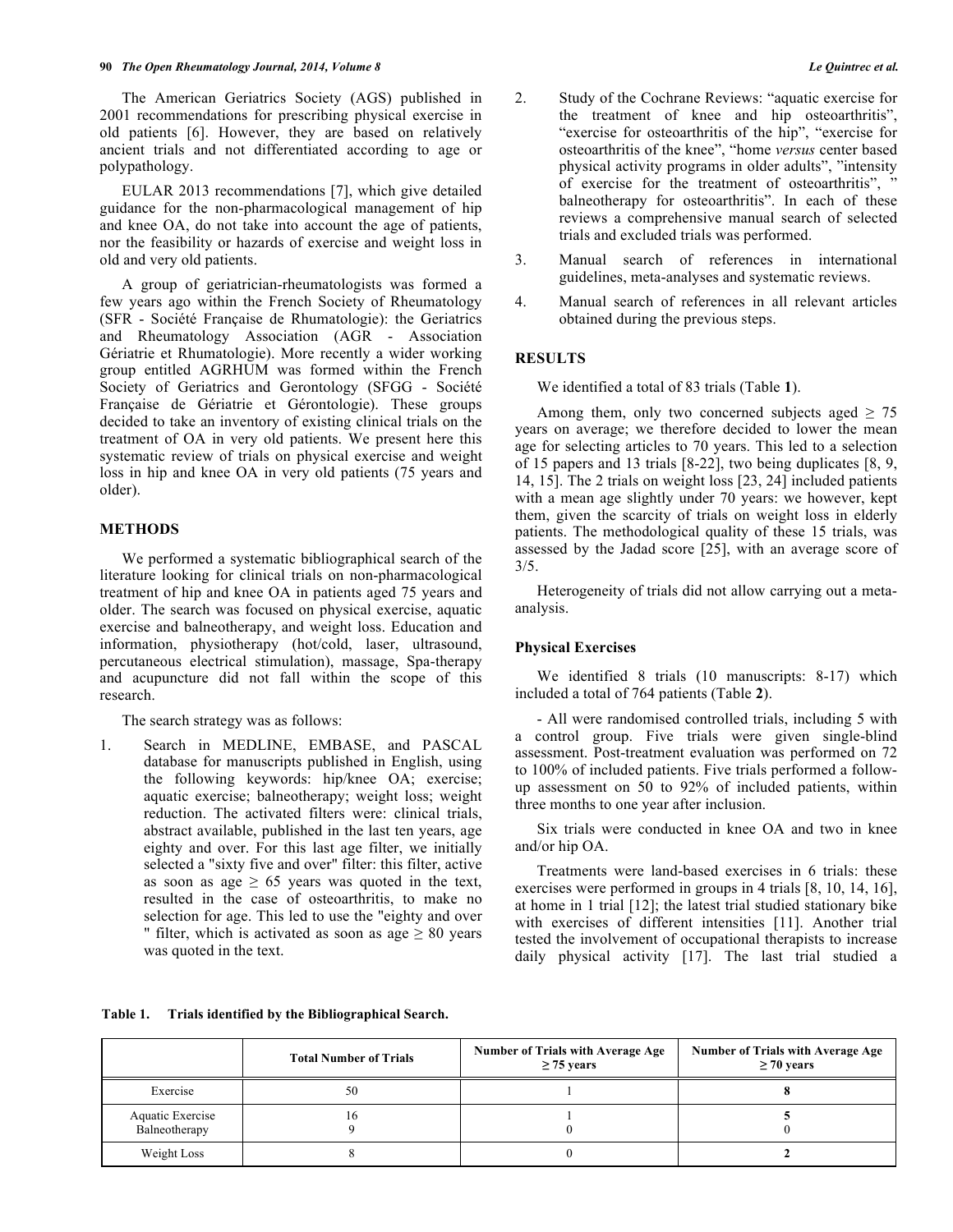The American Geriatrics Society (AGS) published in 2001 recommendations for prescribing physical exercise in old patients [6]. However, they are based on relatively ancient trials and not differentiated according to age or polypathology.

EULAR 2013 recommendations [7], which give detailed guidance for the non-pharmacological management of hip and knee OA, do not take into account the age of patients, nor the feasibility or hazards of exercise and weight loss in old and very old patients.

A group of geriatrician-rheumatologists was formed a few years ago within the French Society of Rheumatology (SFR - Société Française de Rhumatologie): the Geriatrics and Rheumatology Association (AGR - Association Gériatrie et Rhumatologie). More recently a wider working group entitled AGRHUM was formed within the French Society of Geriatrics and Gerontology (SFGG - Société Française de Gériatrie et Gérontologie). These groups decided to take an inventory of existing clinical trials on the treatment of OA in very old patients. We present here this systematic review of trials on physical exercise and weight loss in hip and knee OA in very old patients (75 years and older).

## METHODS

We performed a systematic bibliographical search of the literature looking for clinical trials on non-pharmacological treatment of hip and knee OA in patients aged 75 years and older. The search was focused on physical exercise, aquatic exercise and balneotherapy, and weight loss. Education and information, physiotherapy (hot/cold, laser, ultrasound, percutaneous electrical stimulation), massage, Spa-therapy and acupuncture did not fall within the scope of this research.

The search strategy was as follows:

1. Search in MEDLINE, EMBASE, and PASCAL database for manuscripts published in English, using the following keywords: hip/knee OA; exercise; aquatic exercise; balneotherapy; weight loss; weight reduction. The activated filters were: clinical trials, abstract available, published in the last ten years, age eighty and over. For this last age filter, we initially selected a "sixty five and over" filter: this filter, active as soon as age ≥ 65 years was quoted in the text, resulted in the case of osteoarthritis, to make no selection for age. This led to use the "eighty and over " filter, which is activated as soon as age ≥ 80 years was quoted in the text.
2. Study of the Cochrane Reviews: "aquatic exercise for the treatment of knee and hip osteoarthritis", "exercise for osteoarthritis of the hip", "exercise for osteoarthritis of the knee", "home *versus* center based physical activity programs in older adults", "intensity of exercise for the treatment of osteoarthritis", " balneotherapy for osteoarthritis". In each of these reviews a comprehensive manual search of selected trials and excluded trials was performed.
3. Manual search of references in international guidelines, meta-analyses and systematic reviews.
4. Manual search of references in all relevant articles obtained during the previous steps.

## RESULTS

We identified a total of 83 trials (Table **1**).

Among them, only two concerned subjects aged ≥ 75 years on average; we therefore decided to lower the mean age for selecting articles to 70 years. This led to a selection of 15 papers and 13 trials [8-22], two being duplicates [8, 9, 14, 15]. The 2 trials on weight loss [23, 24] included patients with a mean age slightly under 70 years: we however, kept them, given the scarcity of trials on weight loss in elderly patients. The methodological quality of these 15 trials, was assessed by the Jadad score [25], with an average score of 3/5.

Heterogeneity of trials did not allow carrying out a meta-analysis.

### Physical Exercises

We identified 8 trials (10 manuscripts: 8-17) which included a total of 764 patients (Table **2**).

- All were randomised controlled trials, including 5 with a control group. Five trials were given single-blind assessment. Post-treatment evaluation was performed on 72 to 100% of included patients. Five trials performed a follow-up assessment on 50 to 92% of included patients, within three months to one year after inclusion.

Six trials were conducted in knee OA and two in knee and/or hip OA.

Treatments were land-based exercises in 6 trials: these exercises were performed in groups in 4 trials [8, 10, 14, 16], at home in 1 trial [12]; the latest trial studied stationary bike with exercises of different intensities [11]. Another trial tested the involvement of occupational therapists to increase daily physical activity [17]. The last trial studied a

**Table 1. Trials identified by the Bibliographical Search.**

| | Total Number of Trials | Number of Trials with Average Age ≥ 75 years | Number of Trials with Average Age ≥ 70 years |
|---|---|---|---|
| Exercise | 50 | 1 | **8** |
| Aquatic Exercise<br>Balneotherapy | 16<br>9 | 1<br>0 | **5**<br>0 |
| Weight Loss | 8 | 0 | **2** |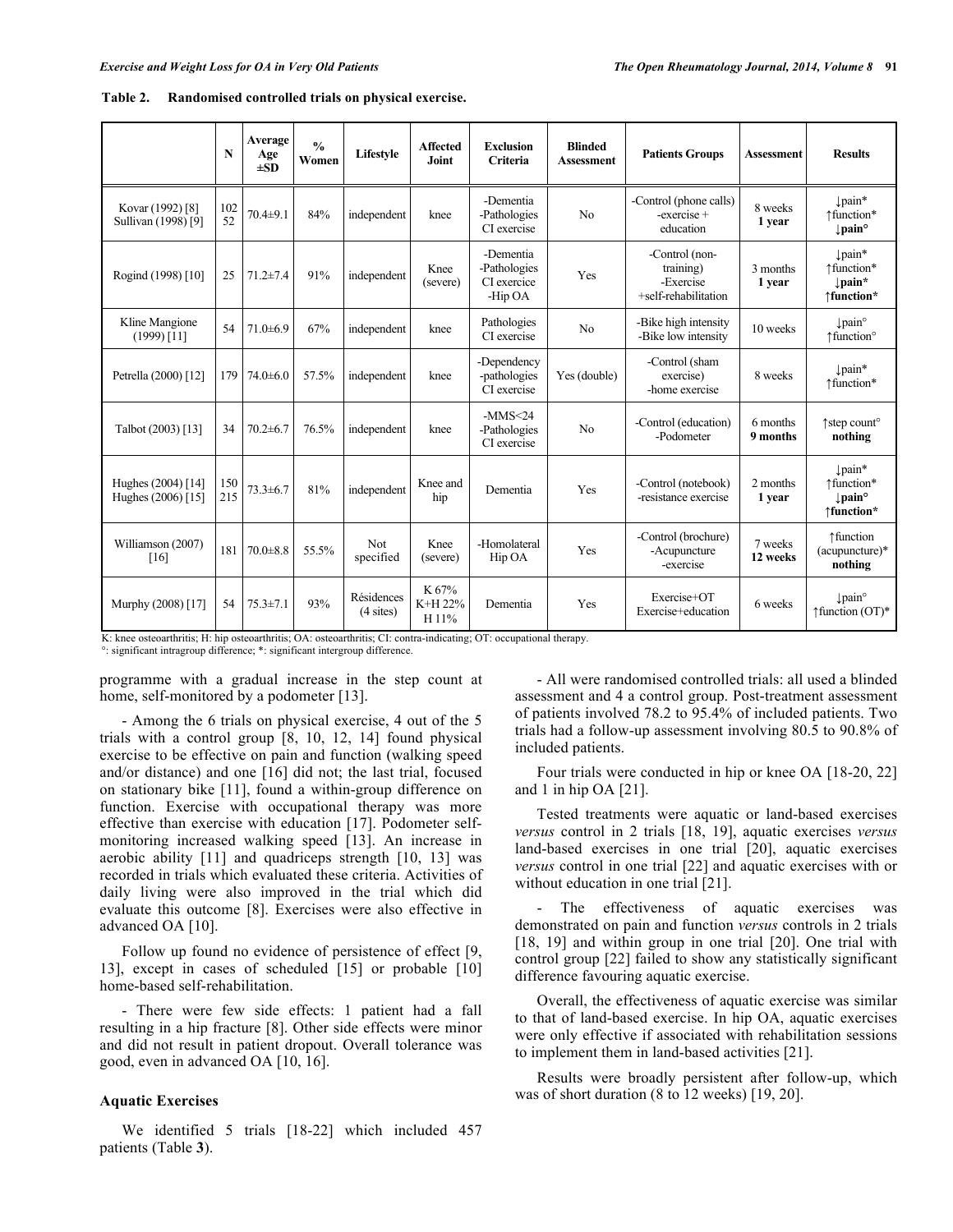**Table 2. Randomised controlled trials on physical exercise.**

| | N | Average Age ±SD | % Women | Lifestyle | Affected Joint | Exclusion Criteria | Blinded Assessment | Patients Groups | Assessment | Results |
|---|---|---|---|---|---|---|---|---|---|---|
| Kovar (1992) [8] Sullivan (1998) [9] | 102 52 | 70.4±9.1 | 84% | independent | knee | -Dementia -Pathologies CI exercise | No | -Control (phone calls) -exercise + education | 8 weeks **1 year** | ↓pain* ↑function* **↓pain°** |
| Rogind (1998) [10] | 25 | 71.2±7.4 | 91% | independent | Knee (severe) | -Dementia -Pathologies CI exercise -Hip OA | Yes | -Control (non-training) -Exercise +self-rehabilitation | 3 months **1 year** | ↓pain* ↑function* **↓pain*** **↑function*** |
| Kline Mangione (1999) [11] | 54 | 71.0±6.9 | 67% | independent | knee | Pathologies CI exercise | No | -Bike high intensity -Bike low intensity | 10 weeks | ↓pain° ↑function° |
| Petrella (2000) [12] | 179 | 74.0±6.0 | 57.5% | independent | knee | -Dependency -pathologies CI exercise | Yes (double) | -Control (sham exercise) -home exercise | 8 weeks | ↓pain* ↑function* |
| Talbot (2003) [13] | 34 | 70.2±6.7 | 76.5% | independent | knee | -MMS<24 -Pathologies CI exercise | No | -Control (education) -Podometer | 6 months **9 months** | ↑step count° **nothing** |
| Hughes (2004) [14] Hughes (2006) [15] | 150 215 | 73.3±6.7 | 81% | independent | Knee and hip | Dementia | Yes | -Control (notebook) -resistance exercise | 2 months **1 year** | ↓pain* ↑function* **↓pain°** **↑function*** |
| Williamson (2007) [16] | 181 | 70.0±8.8 | 55.5% | Not specified | Knee (severe) | -Homolateral Hip OA | Yes | -Control (brochure) -Acupuncture -exercise | 7 weeks **12 weeks** | ↑function (acupuncture)* **nothing** |
| Murphy (2008) [17] | 54 | 75.3±7.1 | 93% | Résidences (4 sites) | K 67% K+H 22% H 11% | Dementia | Yes | Exercise+OT Exercise+education | 6 weeks | ↓pain° ↑function (OT)* |

K: knee osteoarthritis; H: hip osteoarthritis; OA: osteoarthritis; CI: contra-indicating; OT: occupational therapy.
°: significant intragroup difference; *: significant intergroup difference.

programme with a gradual increase in the step count at home, self-monitored by a podometer [13].

- Among the 6 trials on physical exercise, 4 out of the 5 trials with a control group [8, 10, 12, 14] found physical exercise to be effective on pain and function (walking speed and/or distance) and one [16] did not; the last trial, focused on stationary bike [11], found a within-group difference on function. Exercise with occupational therapy was more effective than exercise with education [17]. Podometer self-monitoring increased walking speed [13]. An increase in aerobic ability [11] and quadriceps strength [10, 13] was recorded in trials which evaluated these criteria. Activities of daily living were also improved in the trial which did evaluate this outcome [8]. Exercises were also effective in advanced OA [10].

Follow up found no evidence of persistence of effect [9, 13], except in cases of scheduled [15] or probable [10] home-based self-rehabilitation.

- There were few side effects: 1 patient had a fall resulting in a hip fracture [8]. Other side effects were minor and did not result in patient dropout. Overall tolerance was good, even in advanced OA [10, 16].

### Aquatic Exercises

We identified 5 trials [18-22] which included 457 patients (Table **3**).

- All were randomised controlled trials: all used a blinded assessment and 4 a control group. Post-treatment assessment of patients involved 78.2 to 95.4% of included patients. Two trials had a follow-up assessment involving 80.5 to 90.8% of included patients.

Four trials were conducted in hip or knee OA [18-20, 22] and 1 in hip OA [21].

Tested treatments were aquatic or land-based exercises *versus* control in 2 trials [18, 19], aquatic exercises *versus* land-based exercises in one trial [20], aquatic exercises *versus* control in one trial [22] and aquatic exercises with or without education in one trial [21].

- The effectiveness of aquatic exercises was demonstrated on pain and function *versus* controls in 2 trials [18, 19] and within group in one trial [20]. One trial with control group [22] failed to show any statistically significant difference favouring aquatic exercise.

Overall, the effectiveness of aquatic exercise was similar to that of land-based exercise. In hip OA, aquatic exercises were only effective if associated with rehabilitation sessions to implement them in land-based activities [21].

Results were broadly persistent after follow-up, which was of short duration (8 to 12 weeks) [19, 20].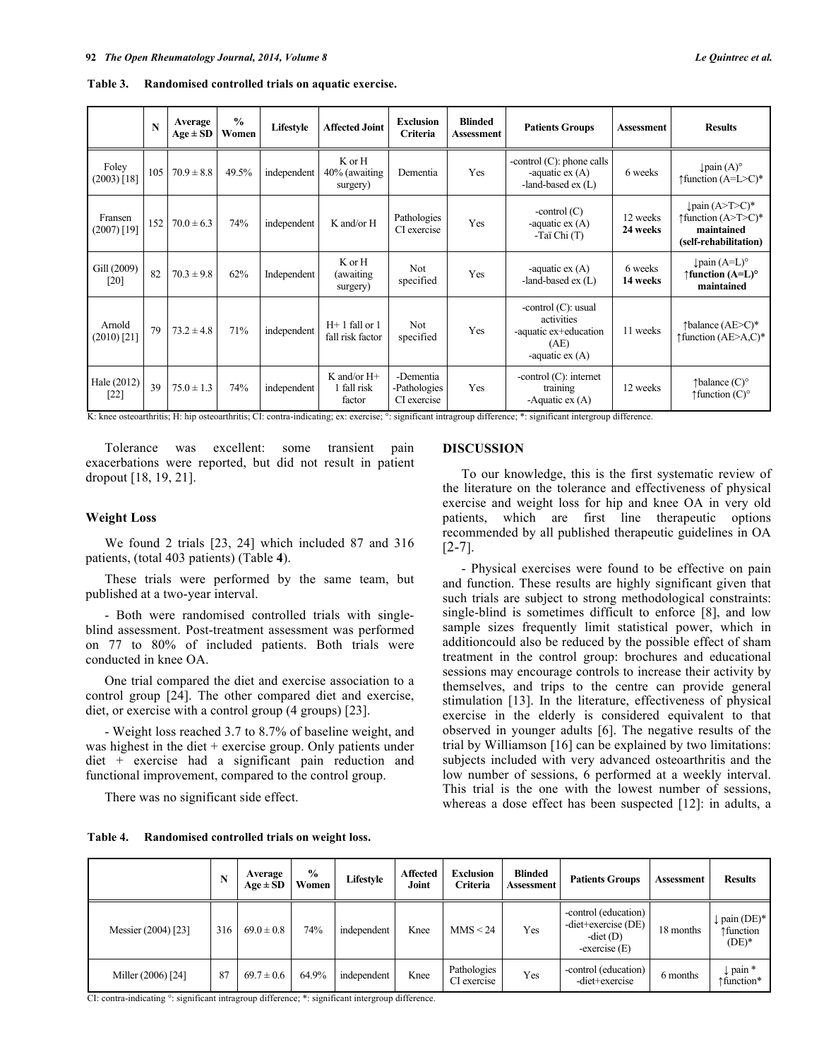**Table 3. Randomised controlled trials on aquatic exercise.**

| | N | Average Age ± SD | % Women | Lifestyle | Affected Joint | Exclusion Criteria | Blinded Assessment | Patients Groups | Assessment | Results |
|---|---|---|---|---|---|---|---|---|---|---|
| Foley (2003) [18] | 105 | 70.9 ± 8.8 | 49.5% | independent | K or H 40% (awaiting surgery) | Dementia | Yes | -control (C): phone calls -aquatic ex (A) -land-based ex (L) | 6 weeks | ↓pain (A)° ↑function (A=L>C)* |
| Fransen (2007) [19] | 152 | 70.0 ± 6.3 | 74% | independent | K and/or H | Pathologies CI exercise | Yes | -control (C) -aquatic ex (A) -Taï Chi (T) | 12 weeks **24 weeks** | ↓pain (A>T>C)* ↑function (A>T>C)* **maintained (self-rehabilitation)** |
| Gill (2009) [20] | 82 | 70.3 ± 9.8 | 62% | Independent | K or H (awaiting surgery) | Not specified | Yes | -aquatic ex (A) -land-based ex (L) | 6 weeks **14 weeks** | ↓pain (A=L)° **↑function (A=L)° maintained** |
| Arnold (2010) [21] | 79 | 73.2 ± 4.8 | 71% | independent | H+ 1 fall or 1 fall risk factor | Not specified | Yes | -control (C): usual activities -aquatic ex+education (AE) -aquatic ex (A) | 11 weeks | ↑balance (AE>C)* ↑function (AE>A,C)* |
| Hale (2012) [22] | 39 | 75.0 ± 1.3 | 74% | independent | K and/or H+ 1 fall risk factor | -Dementia -Pathologies CI exercise | Yes | -control (C): internet training -Aquatic ex (A) | 12 weeks | ↑balance (C)° ↑function (C)° |

K: knee osteoarthritis; H: hip osteoarthritis; CI: contra-indicating; ex: exercise; °: significant intragroup difference; *: significant intergroup difference.

Tolerance was excellent: some transient pain exacerbations were reported, but did not result in patient dropout [18, 19, 21].

### Weight Loss

We found 2 trials [23, 24] which included 87 and 316 patients, (total 403 patients) (Table **4**).

These trials were performed by the same team, but published at a two-year interval.

- Both were randomised controlled trials with single-blind assessment. Post-treatment assessment was performed on 77 to 80% of included patients. Both trials were conducted in knee OA.

One trial compared the diet and exercise association to a control group [24]. The other compared diet and exercise, diet, or exercise with a control group (4 groups) [23].

- Weight loss reached 3.7 to 8.7% of baseline weight, and was highest in the diet + exercise group. Only patients under diet + exercise had a significant pain reduction and functional improvement, compared to the control group.

There was no significant side effect.

## DISCUSSION

To our knowledge, this is the first systematic review of the literature on the tolerance and effectiveness of physical exercise and weight loss for hip and knee OA in very old patients, which are first line therapeutic options recommended by all published therapeutic guidelines in OA [2-7].

- Physical exercises were found to be effective on pain and function. These results are highly significant given that such trials are subject to strong methodological constraints: single-blind is sometimes difficult to enforce [8], and low sample sizes frequently limit statistical power, which in additioncould also be reduced by the possible effect of sham treatment in the control group: brochures and educational sessions may encourage controls to increase their activity by themselves, and trips to the centre can provide general stimulation [13]. In the literature, effectiveness of physical exercise in the elderly is considered equivalent to that observed in younger adults [6]. The negative results of the trial by Williamson [16] can be explained by two limitations: subjects included with very advanced osteoarthritis and the low number of sessions, 6 performed at a weekly interval. This trial is the one with the lowest number of sessions, whereas a dose effect has been suspected [12]: in adults, a

**Table 4. Randomised controlled trials on weight loss.**

| | N | Average Age ± SD | % Women | Lifestyle | Affected Joint | Exclusion Criteria | Blinded Assessment | Patients Groups | Assessment | Results |
|---|---|---|---|---|---|---|---|---|---|---|
| Messier (2004) [23] | 316 | 69.0 ± 0.8 | 74% | independent | Knee | MMS < 24 | Yes | -control (education) -diet+exercise (DE) -diet (D) -exercise (E) | 18 months | ↓ pain (DE)* ↑function (DE)* |
| Miller (2006) [24] | 87 | 69.7 ± 0.6 | 64.9% | independent | Knee | Pathologies CI exercise | Yes | -control (education) -diet+exercise | 6 months | ↓ pain * ↑function* |

CI: contra-indicating °: significant intragroup difference; *: significant intergroup difference.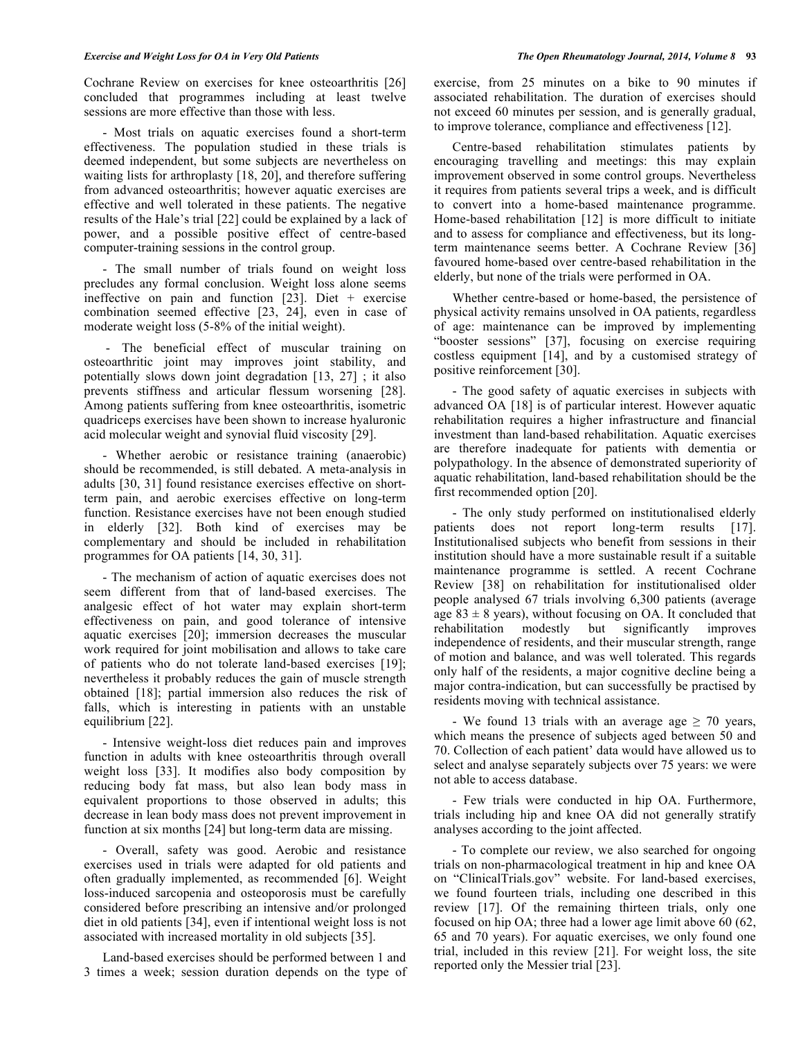Cochrane Review on exercises for knee osteoarthritis [26] concluded that programmes including at least twelve sessions are more effective than those with less.

- Most trials on aquatic exercises found a short-term effectiveness. The population studied in these trials is deemed independent, but some subjects are nevertheless on waiting lists for arthroplasty [18, 20], and therefore suffering from advanced osteoarthritis; however aquatic exercises are effective and well tolerated in these patients. The negative results of the Hale's trial [22] could be explained by a lack of power, and a possible positive effect of centre-based computer-training sessions in the control group.

- The small number of trials found on weight loss precludes any formal conclusion. Weight loss alone seems ineffective on pain and function [23]. Diet + exercise combination seemed effective [23, 24], even in case of moderate weight loss (5-8% of the initial weight).

- The beneficial effect of muscular training on osteoarthritic joint may improves joint stability, and potentially slows down joint degradation [13, 27] ; it also prevents stiffness and articular flessum worsening [28]. Among patients suffering from knee osteoarthritis, isometric quadriceps exercises have been shown to increase hyaluronic acid molecular weight and synovial fluid viscosity [29].

- Whether aerobic or resistance training (anaerobic) should be recommended, is still debated. A meta-analysis in adults [30, 31] found resistance exercises effective on short-term pain, and aerobic exercises effective on long-term function. Resistance exercises have not been enough studied in elderly [32]. Both kind of exercises may be complementary and should be included in rehabilitation programmes for OA patients [14, 30, 31].

- The mechanism of action of aquatic exercises does not seem different from that of land-based exercises. The analgesic effect of hot water may explain short-term effectiveness on pain, and good tolerance of intensive aquatic exercises [20]; immersion decreases the muscular work required for joint mobilisation and allows to take care of patients who do not tolerate land-based exercises [19]; nevertheless it probably reduces the gain of muscle strength obtained [18]; partial immersion also reduces the risk of falls, which is interesting in patients with an unstable equilibrium [22].

- Intensive weight-loss diet reduces pain and improves function in adults with knee osteoarthritis through overall weight loss [33]. It modifies also body composition by reducing body fat mass, but also lean body mass in equivalent proportions to those observed in adults; this decrease in lean body mass does not prevent improvement in function at six months [24] but long-term data are missing.

- Overall, safety was good. Aerobic and resistance exercises used in trials were adapted for old patients and often gradually implemented, as recommended [6]. Weight loss-induced sarcopenia and osteoporosis must be carefully considered before prescribing an intensive and/or prolonged diet in old patients [34], even if intentional weight loss is not associated with increased mortality in old subjects [35].

Land-based exercises should be performed between 1 and 3 times a week; session duration depends on the type of exercise, from 25 minutes on a bike to 90 minutes if associated rehabilitation. The duration of exercises should not exceed 60 minutes per session, and is generally gradual, to improve tolerance, compliance and effectiveness [12].

Centre-based rehabilitation stimulates patients by encouraging travelling and meetings: this may explain improvement observed in some control groups. Nevertheless it requires from patients several trips a week, and is difficult to convert into a home-based maintenance programme. Home-based rehabilitation [12] is more difficult to initiate and to assess for compliance and effectiveness, but its long-term maintenance seems better. A Cochrane Review [36] favoured home-based over centre-based rehabilitation in the elderly, but none of the trials were performed in OA.

Whether centre-based or home-based, the persistence of physical activity remains unsolved in OA patients, regardless of age: maintenance can be improved by implementing "booster sessions" [37], focusing on exercise requiring costless equipment [14], and by a customised strategy of positive reinforcement [30].

- The good safety of aquatic exercises in subjects with advanced OA [18] is of particular interest. However aquatic rehabilitation requires a higher infrastructure and financial investment than land-based rehabilitation. Aquatic exercises are therefore inadequate for patients with dementia or polypathology. In the absence of demonstrated superiority of aquatic rehabilitation, land-based rehabilitation should be the first recommended option [20].

- The only study performed on institutionalised elderly patients does not report long-term results [17]. Institutionalised subjects who benefit from sessions in their institution should have a more sustainable result if a suitable maintenance programme is settled. A recent Cochrane Review [38] on rehabilitation for institutionalised older people analysed 67 trials involving 6,300 patients (average age 83 ± 8 years), without focusing on OA. It concluded that rehabilitation modestly but significantly improves independence of residents, and their muscular strength, range of motion and balance, and was well tolerated. This regards only half of the residents, a major cognitive decline being a major contra-indication, but can successfully be practised by residents moving with technical assistance.

- We found 13 trials with an average age ≥ 70 years, which means the presence of subjects aged between 50 and 70. Collection of each patient' data would have allowed us to select and analyse separately subjects over 75 years: we were not able to access database.

- Few trials were conducted in hip OA. Furthermore, trials including hip and knee OA did not generally stratify analyses according to the joint affected.

- To complete our review, we also searched for ongoing trials on non-pharmacological treatment in hip and knee OA on "ClinicalTrials.gov" website. For land-based exercises, we found fourteen trials, including one described in this review [17]. Of the remaining thirteen trials, only one focused on hip OA; three had a lower age limit above 60 (62, 65 and 70 years). For aquatic exercises, we only found one trial, included in this review [21]. For weight loss, the site reported only the Messier trial [23].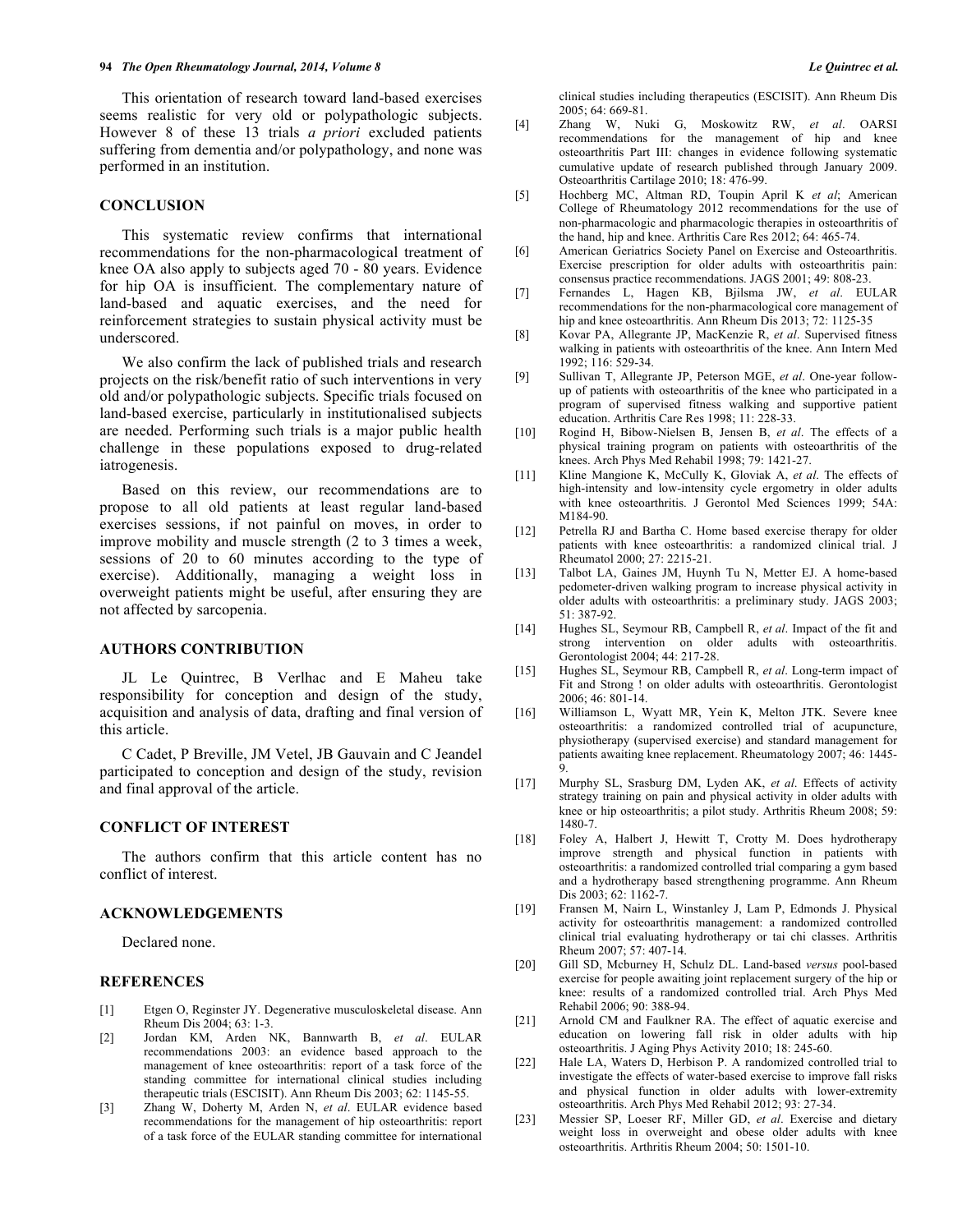This orientation of research toward land-based exercises seems realistic for very old or polypathologic subjects. However 8 of these 13 trials *a priori* excluded patients suffering from dementia and/or polypathology, and none was performed in an institution.

## CONCLUSION

This systematic review confirms that international recommendations for the non-pharmacological treatment of knee OA also apply to subjects aged 70 - 80 years. Evidence for hip OA is insufficient. The complementary nature of land-based and aquatic exercises, and the need for reinforcement strategies to sustain physical activity must be underscored.

We also confirm the lack of published trials and research projects on the risk/benefit ratio of such interventions in very old and/or polypathologic subjects. Specific trials focused on land-based exercise, particularly in institutionalised subjects are needed. Performing such trials is a major public health challenge in these populations exposed to drug-related iatrogenesis.

Based on this review, our recommendations are to propose to all old patients at least regular land-based exercises sessions, if not painful on moves, in order to improve mobility and muscle strength (2 to 3 times a week, sessions of 20 to 60 minutes according to the type of exercise). Additionally, managing a weight loss in overweight patients might be useful, after ensuring they are not affected by sarcopenia.

## AUTHORS CONTRIBUTION

JL Le Quintrec, B Verlhac and E Maheu take responsibility for conception and design of the study, acquisition and analysis of data, drafting and final version of this article.

C Cadet, P Breville, JM Vetel, JB Gauvain and C Jeandel participated to conception and design of the study, revision and final approval of the article.

## CONFLICT OF INTEREST

The authors confirm that this article content has no conflict of interest.

## ACKNOWLEDGEMENTS

Declared none.

## REFERENCES

[1] Etgen O, Reginster JY. Degenerative musculoskeletal disease. Ann Rheum Dis 2004; 63: 1-3.

[2] Jordan KM, Arden NK, Bannwarth B, *et al*. EULAR recommendations 2003: an evidence based approach to the management of knee osteoarthritis: report of a task force of the standing committee for international clinical studies including therapeutic trials (ESCISIT). Ann Rheum Dis 2003; 62: 1145-55.

[3] Zhang W, Doherty M, Arden N, *et al*. EULAR evidence based recommendations for the management of hip osteoarthritis: report of a task force of the EULAR standing committee for international clinical studies including therapeutics (ESCISIT). Ann Rheum Dis 2005; 64: 669-81.

[4] Zhang W, Nuki G, Moskowitz RW, *et al*. OARSI recommendations for the management of hip and knee osteoarthritis Part III: changes in evidence following systematic cumulative update of research published through January 2009. Osteoarthritis Cartilage 2010; 18: 476-99.

[5] Hochberg MC, Altman RD, Toupin April K *et al*; American College of Rheumatology 2012 recommendations for the use of non-pharmacologic and pharmacologic therapies in osteoarthritis of the hand, hip and knee. Arthritis Care Res 2012; 64: 465-74.

[6] American Geriatrics Society Panel on Exercise and Osteoarthritis. Exercise prescription for older adults with osteoarthritis pain: consensus practice recommendations. JAGS 2001; 49: 808-23.

[7] Fernandes L, Hagen KB, Bjilsma JW, *et al*. EULAR recommendations for the non-pharmacological core management of hip and knee osteoarthritis. Ann Rheum Dis 2013; 72: 1125-35

[8] Kovar PA, Allegrante JP, MacKenzie R, *et al*. Supervised fitness walking in patients with osteoarthritis of the knee. Ann Intern Med 1992; 116: 529-34.

[9] Sullivan T, Allegrante JP, Peterson MGE, *et al*. One-year follow-up of patients with osteoarthritis of the knee who participated in a program of supervised fitness walking and supportive patient education. Arthritis Care Res 1998; 11: 228-33.

[10] Rogind H, Bibow-Nielsen B, Jensen B, *et al*. The effects of a physical training program on patients with osteoarthritis of the knees. Arch Phys Med Rehabil 1998; 79: 1421-27.

[11] Kline Mangione K, McCully K, Gloviak A, *et al*. The effects of high-intensity and low-intensity cycle ergometry in older adults with knee osteoarthritis. J Gerontol Med Sciences 1999; 54A: M184-90.

[12] Petrella RJ and Bartha C. Home based exercise therapy for older patients with knee osteoarthritis: a randomized clinical trial. J Rheumatol 2000; 27: 2215-21.

[13] Talbot LA, Gaines JM, Huynh Tu N, Metter EJ. A home-based pedometer-driven walking program to increase physical activity in older adults with osteoarthritis: a preliminary study. JAGS 2003; 51: 387-92.

[14] Hughes SL, Seymour RB, Campbell R, *et al*. Impact of the fit and strong intervention on older adults with osteoarthritis. Gerontologist 2004; 44: 217-28.

[15] Hughes SL, Seymour RB, Campbell R, *et al*. Long-term impact of Fit and Strong ! on older adults with osteoarthritis. Gerontologist 2006; 46: 801-14.

[16] Williamson L, Wyatt MR, Yein K, Melton JTK. Severe knee osteoarthritis: a randomized controlled trial of acupuncture, physiotherapy (supervised exercise) and standard management for patients awaiting knee replacement. Rheumatology 2007; 46: 1445-9.

[17] Murphy SL, Srasburg DM, Lyden AK, *et al*. Effects of activity strategy training on pain and physical activity in older adults with knee or hip osteoarthritis; a pilot study. Arthritis Rheum 2008; 59: 1480-7.

[18] Foley A, Halbert J, Hewitt T, Crotty M. Does hydrotherapy improve strength and physical function in patients with osteoarthritis: a randomized controlled trial comparing a gym based and a hydrotherapy based strengthening programme. Ann Rheum Dis 2003; 62: 1162-7.

[19] Fransen M, Nairn L, Winstanley J, Lam P, Edmonds J. Physical activity for osteoarthritis management: a randomized controlled clinical trial evaluating hydrotherapy or tai chi classes. Arthritis Rheum 2007; 57: 407-14.

[20] Gill SD, Mcburney H, Schulz DL. Land-based *versus* pool-based exercise for people awaiting joint replacement surgery of the hip or knee: results of a randomized controlled trial. Arch Phys Med Rehabil 2006; 90: 388-94.

[21] Arnold CM and Faulkner RA. The effect of aquatic exercise and education on lowering fall risk in older adults with hip osteoarthritis. J Aging Phys Activity 2010; 18: 245-60.

[22] Hale LA, Waters D, Herbison P. A randomized controlled trial to investigate the effects of water-based exercise to improve fall risks and physical function in older adults with lower-extremity osteoarthritis. Arch Phys Med Rehabil 2012; 93: 27-34.

[23] Messier SP, Loeser RF, Miller GD, *et al*. Exercise and dietary weight loss in overweight and obese older adults with knee osteoarthritis. Arthritis Rheum 2004; 50: 1501-10.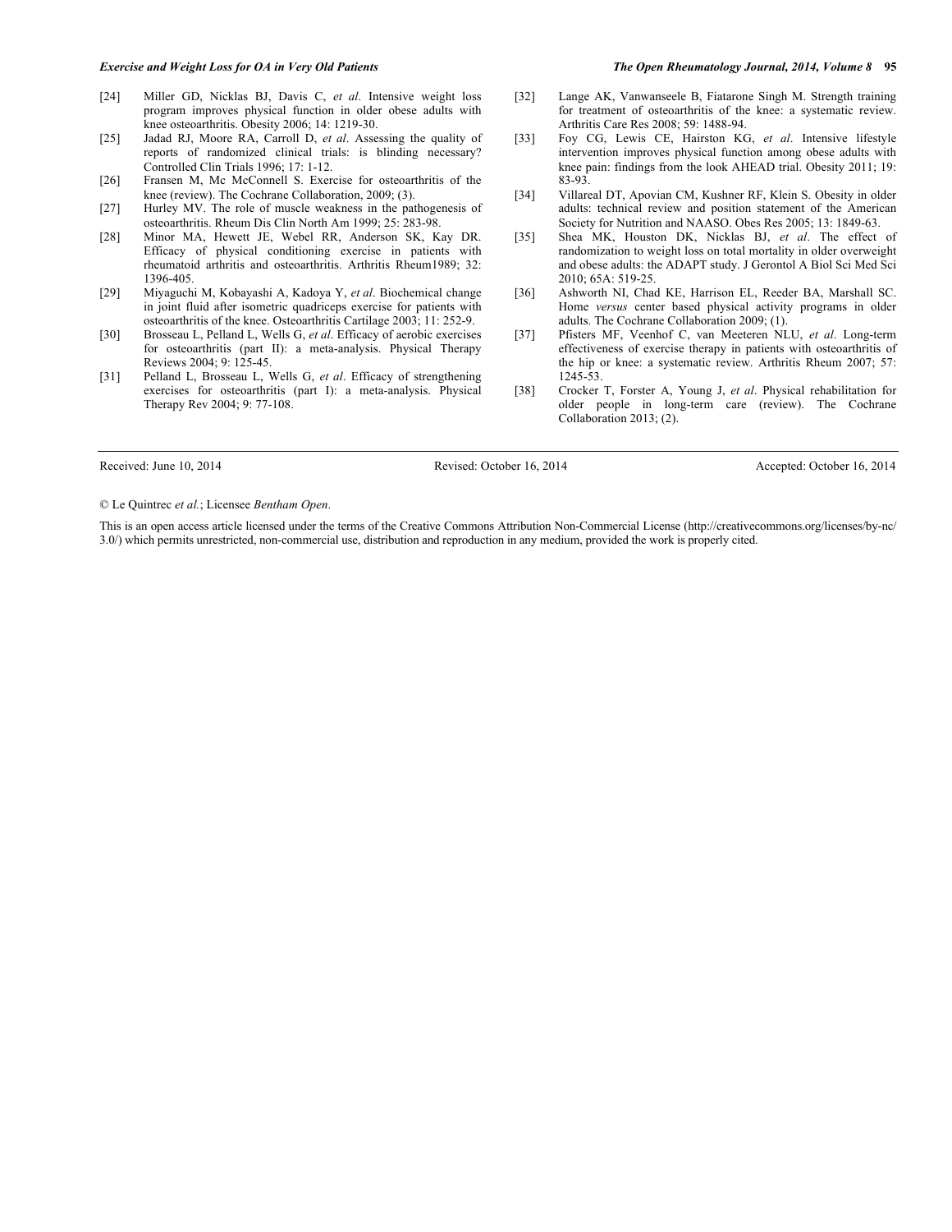[24] Miller GD, Nicklas BJ, Davis C, *et al*. Intensive weight loss program improves physical function in older obese adults with knee osteoarthritis. Obesity 2006; 14: 1219-30.

[25] Jadad RJ, Moore RA, Carroll D, *et al*. Assessing the quality of reports of randomized clinical trials: is blinding necessary? Controlled Clin Trials 1996; 17: 1-12.

[26] Fransen M, Mc McConnell S. Exercise for osteoarthritis of the knee (review). The Cochrane Collaboration, 2009; (3).

[27] Hurley MV. The role of muscle weakness in the pathogenesis of osteoarthritis. Rheum Dis Clin North Am 1999; 25: 283-98.

[28] Minor MA, Hewett JE, Webel RR, Anderson SK, Kay DR. Efficacy of physical conditioning exercise in patients with rheumatoid arthritis and osteoarthritis. Arthritis Rheum1989; 32: 1396-405.

[29] Miyaguchi M, Kobayashi A, Kadoya Y, *et al*. Biochemical change in joint fluid after isometric quadriceps exercise for patients with osteoarthritis of the knee. Osteoarthritis Cartilage 2003; 11: 252-9.

[30] Brosseau L, Pelland L, Wells G, *et al*. Efficacy of aerobic exercises for osteoarthritis (part II): a meta-analysis. Physical Therapy Reviews 2004; 9: 125-45.

[31] Pelland L, Brosseau L, Wells G, *et al*. Efficacy of strengthening exercises for osteoarthritis (part I): a meta-analysis. Physical Therapy Rev 2004; 9: 77-108.

[32] Lange AK, Vanwanseele B, Fiatarone Singh M. Strength training for treatment of osteoarthritis of the knee: a systematic review. Arthritis Care Res 2008; 59: 1488-94.

[33] Foy CG, Lewis CE, Hairston KG, *et al*. Intensive lifestyle intervention improves physical function among obese adults with knee pain: findings from the look AHEAD trial. Obesity 2011; 19: 83-93.

[34] Villareal DT, Apovian CM, Kushner RF, Klein S. Obesity in older adults: technical review and position statement of the American Society for Nutrition and NAASO. Obes Res 2005; 13: 1849-63.

[35] Shea MK, Houston DK, Nicklas BJ, *et al*. The effect of randomization to weight loss on total mortality in older overweight and obese adults: the ADAPT study. J Gerontol A Biol Sci Med Sci 2010; 65A: 519-25.

[36] Ashworth NI, Chad KE, Harrison EL, Reeder BA, Marshall SC. Home *versus* center based physical activity programs in older adults. The Cochrane Collaboration 2009; (1).

[37] Pfisters MF, Veenhof C, van Meeteren NLU, *et al*. Long-term effectiveness of exercise therapy in patients with osteoarthritis of the hip or knee: a systematic review. Arthritis Rheum 2007; 57: 1245-53.

[38] Crocker T, Forster A, Young J, *et al*. Physical rehabilitation for older people in long-term care (review). The Cochrane Collaboration 2013; (2).

---

Received: June 10, 2014 Revised: October 16, 2014 Accepted: October 16, 2014

© Le Quintrec *et al.*; Licensee *Bentham Open*.

This is an open access article licensed under the terms of the Creative Commons Attribution Non-Commercial License (http://creativecommons.org/licenses/by-nc/3.0/) which permits unrestricted, non-commercial use, distribution and reproduction in any medium, provided the work is properly cited.